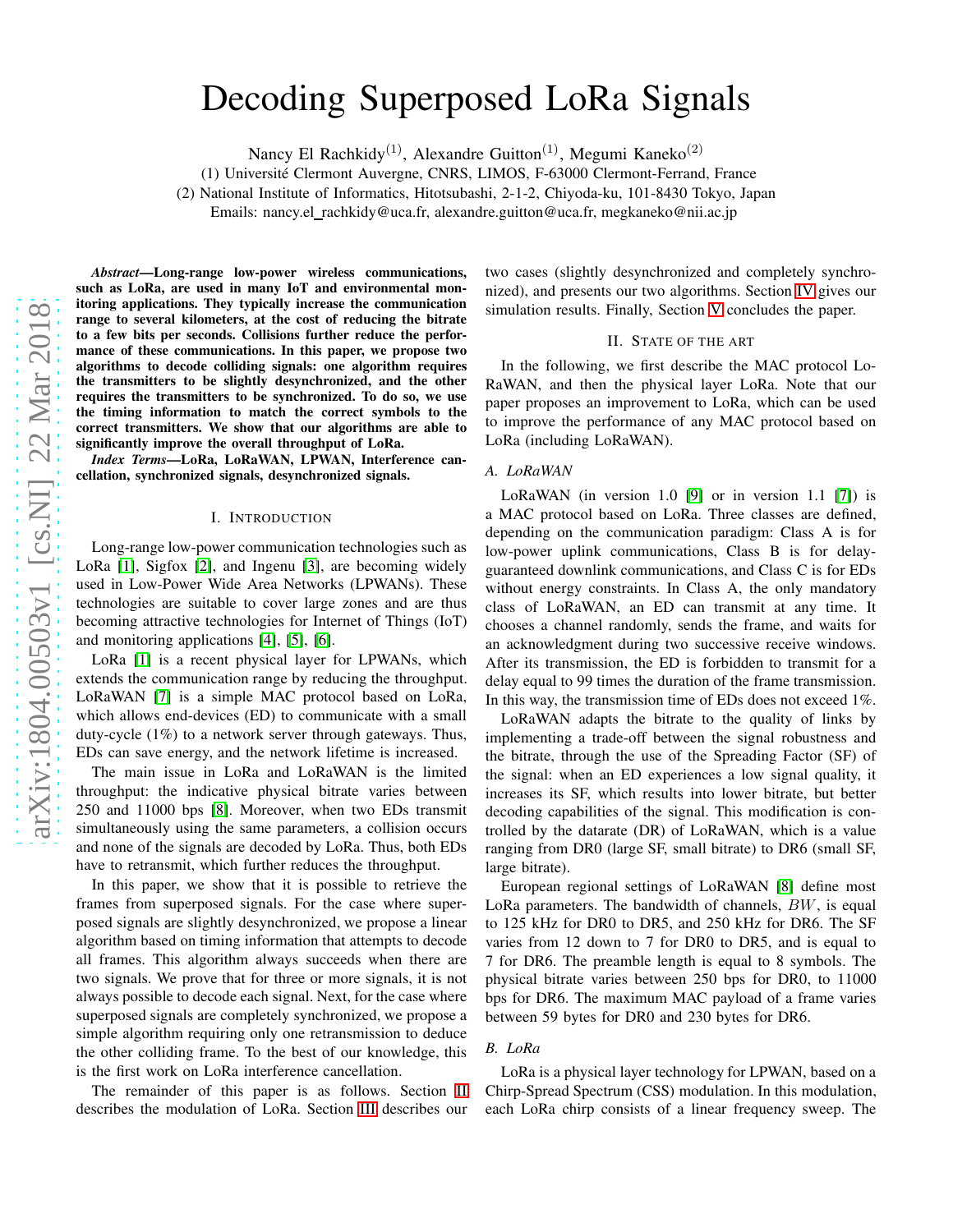# Decoding Superposed LoRa Signals

Nancy El Rachkidy[(1)], Alexandre Guitton[(1)], Megumi Kaneko[(2)]

(1) Université Clermont Auvergne, CNRS, LIMOS, F-63000 Clermont-Ferrand, France

(2) National Institute of Informatics, Hitotsubashi, 2-1-2, Chiyoda-ku, 101-8430 Tokyo, Japan

Emails: nancy.el_rachkidy@uca.fr, alexandre.guitton@uca.fr, megkaneko@nii.ac.jp

***Abstract*—Long-range low-power wireless communications, such as LoRa, are used in many IoT and environmental monitoring applications. They typically increase the communication range to several kilometers, at the cost of reducing the bitrate to a few bits per seconds. Collisions further reduce the performance of these communications. In this paper, we propose two algorithms to decode colliding signals: one algorithm requires the transmitters to be slightly desynchronized, and the other requires the transmitters to be synchronized. To do so, we use the timing information to match the correct symbols to the correct transmitters. We show that our algorithms are able to significantly improve the overall throughput of LoRa.**

***Index Terms*—LoRa, LoRaWAN, LPWAN, Interference cancellation, synchronized signals, desynchronized signals.**

## I. Introduction

Long-range low-power communication technologies such as LoRa [1], Sigfox [2], and Ingenu [3], are becoming widely used in Low-Power Wide Area Networks (LPWANs). These technologies are suitable to cover large zones and are thus becoming attractive technologies for Internet of Things (IoT) and monitoring applications [4], [5], [6].

LoRa [1] is a recent physical layer for LPWANs, which extends the communication range by reducing the throughput. LoRaWAN [7] is a simple MAC protocol based on LoRa, which allows end-devices (ED) to communicate with a small duty-cycle (1%) to a network server through gateways. Thus, EDs can save energy, and the network lifetime is increased.

The main issue in LoRa and LoRaWAN is the limited throughput: the indicative physical bitrate varies between 250 and 11000 bps [8]. Moreover, when two EDs transmit simultaneously using the same parameters, a collision occurs and none of the signals are decoded by LoRa. Thus, both EDs have to retransmit, which further reduces the throughput.

In this paper, we show that it is possible to retrieve the frames from superposed signals. For the case where superposed signals are slightly desynchronized, we propose a linear algorithm based on timing information that attempts to decode all frames. This algorithm always succeeds when there are two signals. We prove that for three or more signals, it is not always possible to decode each signal. Next, for the case where superposed signals are completely synchronized, we propose a simple algorithm requiring only one retransmission to deduce the other colliding frame. To the best of our knowledge, this is the first work on LoRa interference cancellation.

The remainder of this paper is as follows. Section II describes the modulation of LoRa. Section III describes our two cases (slightly desynchronized and completely synchronized), and presents our two algorithms. Section IV gives our simulation results. Finally, Section V concludes the paper.

## II. State of the art

In the following, we first describe the MAC protocol LoRaWAN, and then the physical layer LoRa. Note that our paper proposes an improvement to LoRa, which can be used to improve the performance of any MAC protocol based on LoRa (including LoRaWAN).

### A. LoRaWAN

LoRaWAN (in version 1.0 [9] or in version 1.1 [7]) is a MAC protocol based on LoRa. Three classes are defined, depending on the communication paradigm: Class A is for low-power uplink communications, Class B is for delay-guaranteed downlink communications, and Class C is for EDs without energy constraints. In Class A, the only mandatory class of LoRaWAN, an ED can transmit at any time. It chooses a channel randomly, sends the frame, and waits for an acknowledgment during two successive receive windows. After its transmission, the ED is forbidden to transmit for a delay equal to 99 times the duration of the frame transmission. In this way, the transmission time of EDs does not exceed 1%.

LoRaWAN adapts the bitrate to the quality of links by implementing a trade-off between the signal robustness and the bitrate, through the use of the Spreading Factor (SF) of the signal: when an ED experiences a low signal quality, it increases its SF, which results into lower bitrate, but better decoding capabilities of the signal. This modification is controlled by the datarate (DR) of LoRaWAN, which is a value ranging from DR0 (large SF, small bitrate) to DR6 (small SF, large bitrate).

European regional settings of LoRaWAN [8] define most LoRa parameters. The bandwidth of channels, $BW$, is equal to 125 kHz for DR0 to DR5, and 250 kHz for DR6. The SF varies from 12 down to 7 for DR0 to DR5, and is equal to 7 for DR6. The preamble length is equal to 8 symbols. The physical bitrate varies between 250 bps for DR0, to 11000 bps for DR6. The maximum MAC payload of a frame varies between 59 bytes for DR0 and 230 bytes for DR6.

### B. LoRa

LoRa is a physical layer technology for LPWAN, based on a Chirp-Spread Spectrum (CSS) modulation. In this modulation, each LoRa chirp consists of a linear frequency sweep. The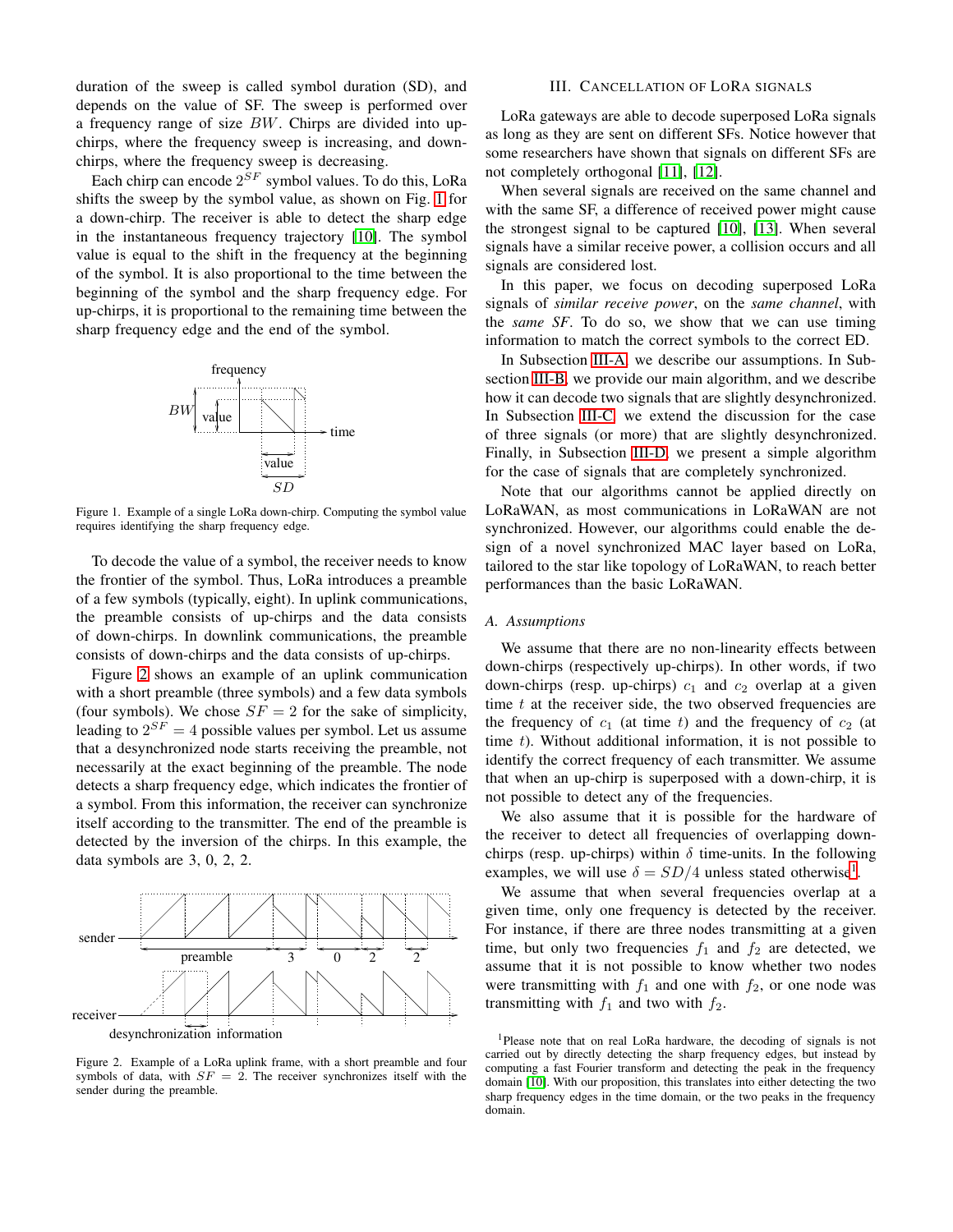duration of the sweep is called symbol duration (SD), and depends on the value of SF. The sweep is performed over a frequency range of size $BW$. Chirps are divided into up-chirps, where the frequency sweep is increasing, and down-chirps, where the frequency sweep is decreasing.

Each chirp can encode $2^{SF}$ symbol values. To do this, LoRa shifts the sweep by the symbol value, as shown on Fig. 1 for a down-chirp. The receiver is able to detect the sharp edge in the instantaneous frequency trajectory [10]. The symbol value is equal to the shift in the frequency at the beginning of the symbol. It is also proportional to the time between the beginning of the symbol and the sharp frequency edge. For up-chirps, it is proportional to the remaining time between the sharp frequency edge and the end of the symbol.

Figure 1. Example of a single LoRa down-chirp. Computing the symbol value requires identifying the sharp frequency edge.

To decode the value of a symbol, the receiver needs to know the frontier of the symbol. Thus, LoRa introduces a preamble of a few symbols (typically, eight). In uplink communications, the preamble consists of up-chirps and the data consists of down-chirps. In downlink communications, the preamble consists of down-chirps and the data consists of up-chirps.

Figure 2 shows an example of an uplink communication with a short preamble (three symbols) and a few data symbols (four symbols). We chose $SF = 2$ for the sake of simplicity, leading to $2^{SF} = 4$ possible values per symbol. Let us assume that a desynchronized node starts receiving the preamble, not necessarily at the exact beginning of the preamble. The node detects a sharp frequency edge, which indicates the frontier of a symbol. From this information, the receiver can synchronize itself according to the transmitter. The end of the preamble is detected by the inversion of the chirps. In this example, the data symbols are 3, 0, 2, 2.

Figure 2. Example of a LoRa uplink frame, with a short preamble and four symbols of data, with $SF = 2$. The receiver synchronizes itself with the sender during the preamble.

## III. Cancellation of LoRa signals

LoRa gateways are able to decode superposed LoRa signals as long as they are sent on different SFs. Notice however that some researchers have shown that signals on different SFs are not completely orthogonal [11], [12].

When several signals are received on the same channel and with the same SF, a difference of received power might cause the strongest signal to be captured [10], [13]. When several signals have a similar receive power, a collision occurs and all signals are considered lost.

In this paper, we focus on decoding superposed LoRa signals of *similar receive power*, on the *same channel*, with the *same SF*. To do so, we show that we can use timing information to match the correct symbols to the correct ED.

In Subsection III-A, we describe our assumptions. In Subsection III-B, we provide our main algorithm, and we describe how it can decode two signals that are slightly desynchronized. In Subsection III-C, we extend the discussion for the case of three signals (or more) that are slightly desynchronized. Finally, in Subsection III-D, we present a simple algorithm for the case of signals that are completely synchronized.

Note that our algorithms cannot be applied directly on LoRaWAN, as most communications in LoRaWAN are not synchronized. However, our algorithms could enable the design of a novel synchronized MAC layer based on LoRa, tailored to the star like topology of LoRaWAN, to reach better performances than the basic LoRaWAN.

### A. Assumptions

We assume that there are no non-linearity effects between down-chirps (respectively up-chirps). In other words, if two down-chirps (resp. up-chirps) $c_1$ and $c_2$ overlap at a given time $t$ at the receiver side, the two observed frequencies are the frequency of $c_1$ (at time $t$) and the frequency of $c_2$ (at time $t$). Without additional information, it is not possible to identify the correct frequency of each transmitter. We assume that when an up-chirp is superposed with a down-chirp, it is not possible to detect any of the frequencies.

We also assume that it is possible for the hardware of the receiver to detect all frequencies of overlapping down-chirps (resp. up-chirps) within $\delta$ time-units. In the following examples, we will use $\delta = SD/4$ unless stated otherwise[1].

We assume that when several frequencies overlap at a given time, only one frequency is detected by the receiver. For instance, if there are three nodes transmitting at a given time, but only two frequencies $f_1$ and $f_2$ are detected, we assume that it is not possible to know whether two nodes were transmitting with $f_1$ and one with $f_2$, or one node was transmitting with $f_1$ and two with $f_2$.

[1]Please note that on real LoRa hardware, the decoding of signals is not carried out by directly detecting the sharp frequency edges, but instead by computing a fast Fourier transform and detecting the peak in the frequency domain [10]. With our proposition, this translates into either detecting the two sharp frequency edges in the time domain, or the two peaks in the frequency domain.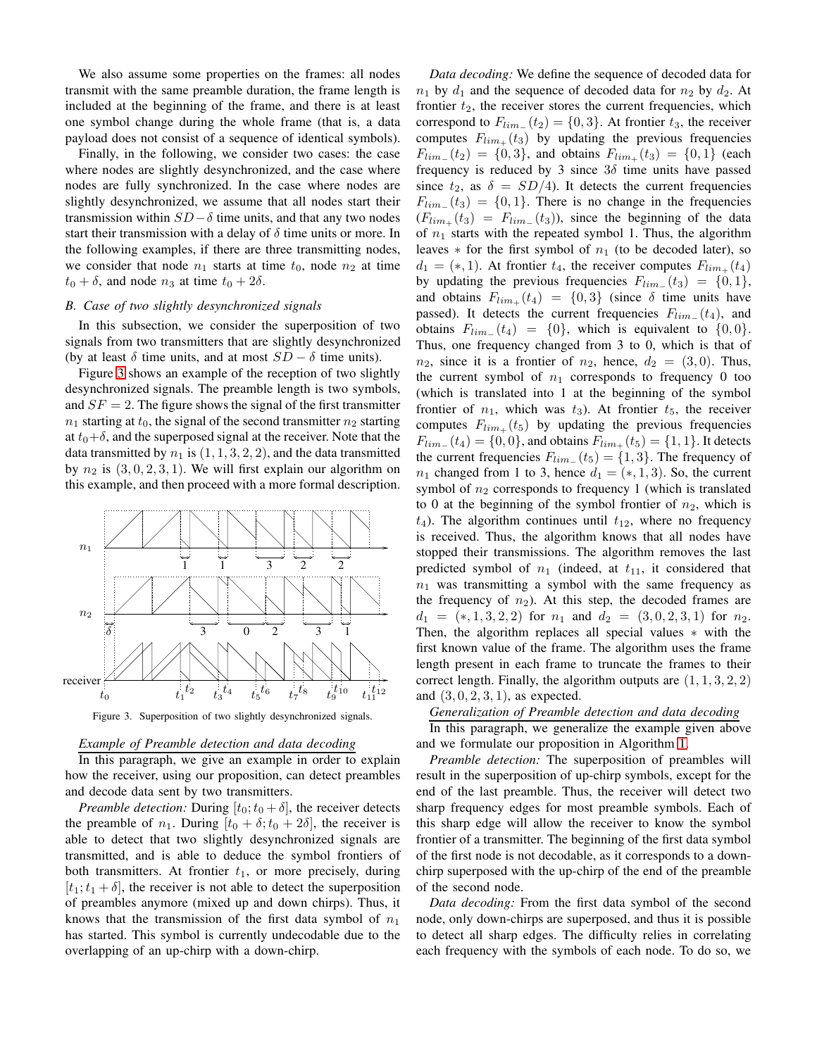We also assume some properties on the frames: all nodes transmit with the same preamble duration, the frame length is included at the beginning of the frame, and there is, at least one symbol change during the whole frame (that is, a data payload does not consist of a sequence of identical symbols).

Finally, in the following, we consider two cases: the case where nodes are slightly desynchronized, and the case where nodes are fully synchronized. In the case where nodes are slightly desynchronized, we assume that all nodes start their transmission within $SD-\delta$ time units, and that any two nodes start their transmission with a delay of $\delta$ time units or more. In the following examples, if there are three transmitting nodes, we consider that node $n_1$ starts at time $t_0$, node $n_2$ at time $t_0+\delta$, and node $n_3$ at time $t_0+2\delta$.

### B. Case of two slightly desynchronized signals

In this subsection, we consider the superposition of two signals from two transmitters that are slightly desynchronized (by at least $\delta$ time units, and at most $SD-\delta$ time units).

Figure 3 shows an example of the reception of two slightly desynchronized signals. The preamble length is two symbols, and $SF=2$. The figure shows the signal of the first transmitter $n_1$ starting at $t_0$, the signal of the second transmitter $n_2$ starting at $t_0+\delta$, and the superposed signal at the receiver. Note that the data transmitted by $n_1$ is $(1,1,3,2,2)$, and the data transmitted by $n_2$ is $(3,0,2,3,1)$. We will first explain our algorithm on this example, and then proceed with a more formal description.

Figure 3. Superposition of two slightly desynchronized signals.

#### Example of Preamble detection and data decoding

In this paragraph, we give an example in order to explain how the receiver, using our proposition, can detect preambles and decode data sent by two transmitters.

*Preamble detection:* During $[t_0;t_0+\delta]$, the receiver detects the preamble of $n_1$. During $[t_0+\delta;t_0+2\delta]$, the receiver is able to detect that two slightly desynchronized signals are transmitted, and is able to deduce the symbol frontiers of both transmitters. At frontier $t_1$, or more precisely, during $[t_1;t_1+\delta]$, the receiver is not able to detect the superposition of preambles anymore (mixed up and down chirps). Thus, it knows that the transmission of the first data symbol of $n_1$ has started. This symbol is currently undecodable due to the overlapping of an up-chirp with a down-chirp.

*Data decoding:* We define the sequence of decoded data for $n_1$ by $d_1$ and the sequence of decoded data for $n_2$ by $d_2$. At frontier $t_2$, the receiver stores the current frequencies, which correspond to $F_{lim_-}(t_2)=\{0,3\}$. At frontier $t_3$, the receiver computes $F_{lim_+}(t_3)$ by updating the previous frequencies $F_{lim_-}(t_2)=\{0,3\}$, and obtains $F_{lim_+}(t_3)=\{0,1\}$ (each frequency is reduced by 3 since $3\delta$ time units have passed since $t_2$, as $\delta=SD/4$). It detects the current frequencies $F_{lim_-}(t_3)=\{0,1\}$. There is no change in the frequencies ($F_{lim_+}(t_3)=F_{lim_-}(t_3)$), since the beginning of the data of $n_1$ starts with the repeated symbol 1. Thus, the algorithm leaves $*$ for the first symbol of $n_1$ (to be decoded later), so $d_1=(*,1)$. At frontier $t_4$, the receiver computes $F_{lim_+}(t_4)$ by updating the previous frequencies $F_{lim_-}(t_3)=\{0,1\}$, and obtains $F_{lim_+}(t_4)=\{0,3\}$ (since $\delta$ time units have passed). It detects the current frequencies $F_{lim_-}(t_4)$, and obtains $F_{lim_-}(t_4)=\{0\}$, which is equivalent to $\{0,0\}$. Thus, one frequency changed from 3 to 0, which is that of $n_2$, since it is a frontier of $n_2$, hence, $d_2=(3,0)$. Thus, the current symbol of $n_1$ corresponds to frequency 0 too (which is translated into 1 at the beginning of the symbol frontier of $n_1$, which was $t_3$). At frontier $t_5$, the receiver computes $F_{lim_+}(t_5)$ by updating the previous frequencies $F_{lim_-}(t_4)=\{0,0\}$, and obtains $F_{lim_+}(t_5)=\{1,1\}$. It detects the current frequencies $F_{lim_-}(t_5)=\{1,3\}$. The frequency of $n_1$ changed from 1 to 3, hence $d_1=(*,1,3)$. So, the current symbol of $n_2$ corresponds to frequency 1 (which is translated to 0 at the beginning of the symbol frontier of $n_2$, which is $t_4$). The algorithm continues until $t_{12}$, where no frequency is received. Thus, the algorithm knows that all nodes have stopped their transmissions. The algorithm removes the last predicted symbol of $n_1$ (indeed, at $t_{11}$, it considered that $n_1$ was transmitting a symbol with the same frequency as the frequency of $n_2$). At this step, the decoded frames are $d_1=(*,1,3,2,2)$ for $n_1$ and $d_2=(3,0,2,3,1)$ for $n_2$. Then, the algorithm replaces all special values $*$ with the first known value of the frame. The algorithm uses the frame length present in each frame to truncate the frames to their correct length. Finally, the algorithm outputs are $(1,1,3,2,2)$ and $(3,0,2,3,1)$, as expected.

#### Generalization of Preamble detection and data decoding

In this paragraph, we generalize the example given above and we formulate our proposition in Algorithm 1.

*Preamble detection:* The superposition of preambles will result in the superposition of up-chirp symbols, except for the end of the last preamble. Thus, the receiver will detect two sharp frequency edges for most preamble symbols. Each of this sharp edge will allow the receiver to know the symbol frontier of a transmitter. The beginning of the first data symbol of the first node is not decodable, as it corresponds to a down-chirp superposed with the up-chirp of the end of the preamble of the second node.

*Data decoding:* From the first data symbol of the second node, only down-chirps are superposed, and thus it is possible to detect all sharp edges. The difficulty relies in correlating each frequency with the symbols of each node. To do so, we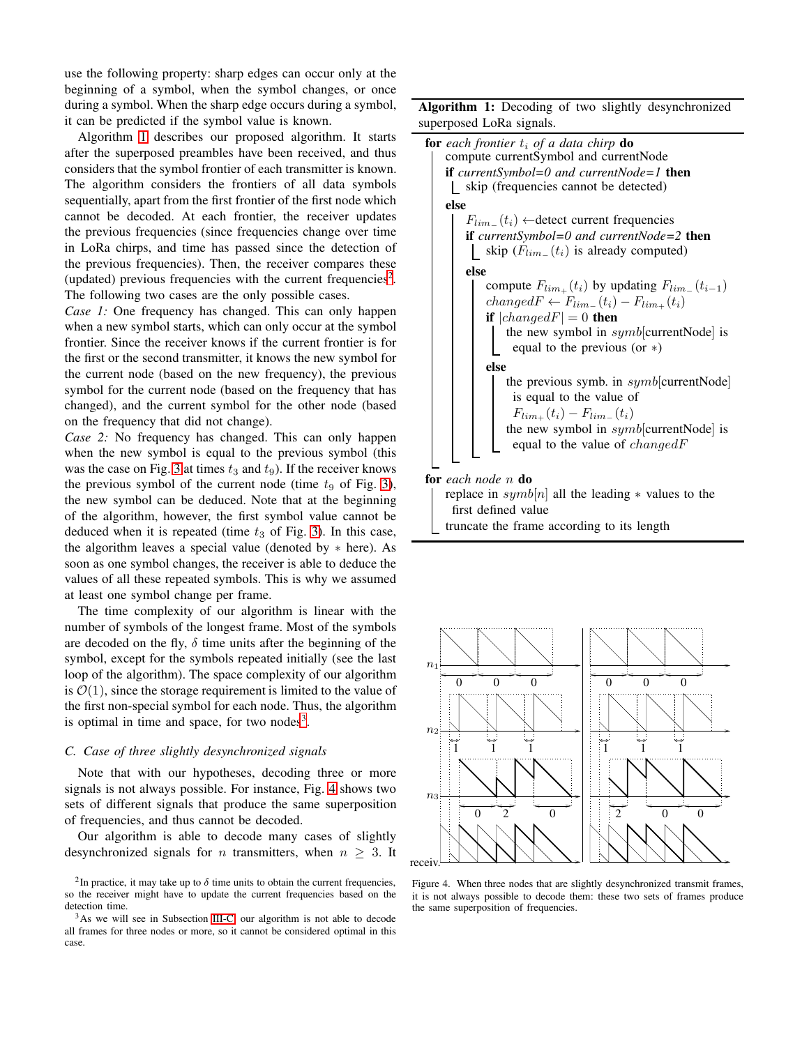use the following property: sharp edges can occur only at the beginning of a symbol, when the symbol changes, or once during a symbol. When the sharp edge occurs during a symbol, it can be predicted if the symbol value is known.

Algorithm 1 describes our proposed algorithm. It starts after the superposed preambles have been received, and thus considers that the symbol frontier of each transmitter is known. The algorithm considers the frontiers of all data symbols sequentially, apart from the first frontier of the first node which cannot be decoded. At each frontier, the receiver updates the previous frequencies (since frequencies change over time in LoRa chirps, and time has passed since the detection of the previous frequencies). Then, the receiver compares these (updated) previous frequencies with the current frequencies[2]. The following two cases are the only possible cases.

*Case 1:* One frequency has changed. This can only happen when a new symbol starts, which can only occur at the symbol frontier. Since the receiver knows if the current frontier is for the first or the second transmitter, it knows the new symbol for the current node (based on the new frequency), the previous symbol for the current node (based on the frequency that has changed), and the current symbol for the other node (based on the frequency that did not change).

*Case 2:* No frequency has changed. This can only happen when the new symbol is equal to the previous symbol (this was the case on Fig. 3 at times $t_3$ and $t_9$). If the receiver knows the previous symbol of the current node (time $t_9$ of Fig. 3), the new symbol can be deduced. Note that at the beginning of the algorithm, however, the first symbol value cannot be deduced when it is repeated (time $t_3$ of Fig. 3). In this case, the algorithm leaves a special value (denoted by $*$ here). As soon as one symbol changes, the receiver is able to deduce the values of all these repeated symbols. This is why we assumed at least one symbol change per frame.

The time complexity of our algorithm is linear with the number of symbols of the longest frame. Most of the symbols are decoded on the fly, $\delta$ time units after the beginning of the symbol, except for the symbols repeated initially (see the last loop of the algorithm). The space complexity of our algorithm is $\mathcal{O}(1)$, since the storage requirement is limited to the value of the first non-special symbol for each node. Thus, the algorithm is optimal in time and space, for two nodes[3].

### C. Case of three slightly desynchronized signals

Note that with our hypotheses, decoding three or more signals is not always possible. For instance, Fig. 4 shows two sets of different signals that produce the same superposition of frequencies, and thus cannot be decoded.

Our algorithm is able to decode many cases of slightly desynchronized signals for $n$ transmitters, when $n \geq 3$. It

**Algorithm 1:** Decoding of two slightly desynchronized superposed LoRa signals.

```
for each frontier t_i of a data chirp do
    compute currentSymbol and currentNode
    if currentSymbol=0 and currentNode=1 then
        skip (frequencies cannot be detected)
    else
        F_lim-(t_i) ← detect current frequencies
        if currentSymbol=0 and currentNode=2 then
            skip (F_lim-(t_i) is already computed)
        else
            compute F_lim+(t_i) by updating F_lim-(t_{i-1})
            changedF ← F_lim-(t_i) − F_lim+(t_i)
            if |changedF| = 0 then
                the new symbol in symb[currentNode] is
                  equal to the previous (or *)
            else
                the previous symb. in symb[currentNode]
                  is equal to the value of
                  F_lim+(t_i) − F_lim-(t_i)
                the new symbol in symb[currentNode] is
                  equal to the value of changedF
for each node n do
    replace in symb[n] all the leading * values to the
      first defined value
    truncate the frame according to its length
```

Figure 4. When three nodes that are slightly desynchronized transmit frames, it is not always possible to decode them: these two sets of frames produce the same superposition of frequencies.

---

[2] In practice, it may take up to $\delta$ time units to obtain the current frequencies, so the receiver might have to update the current frequencies based on the detection time.

[3] As we will see in Subsection III-C, our algorithm is not able to decode all frames for three nodes or more, so it cannot be considered optimal in this case.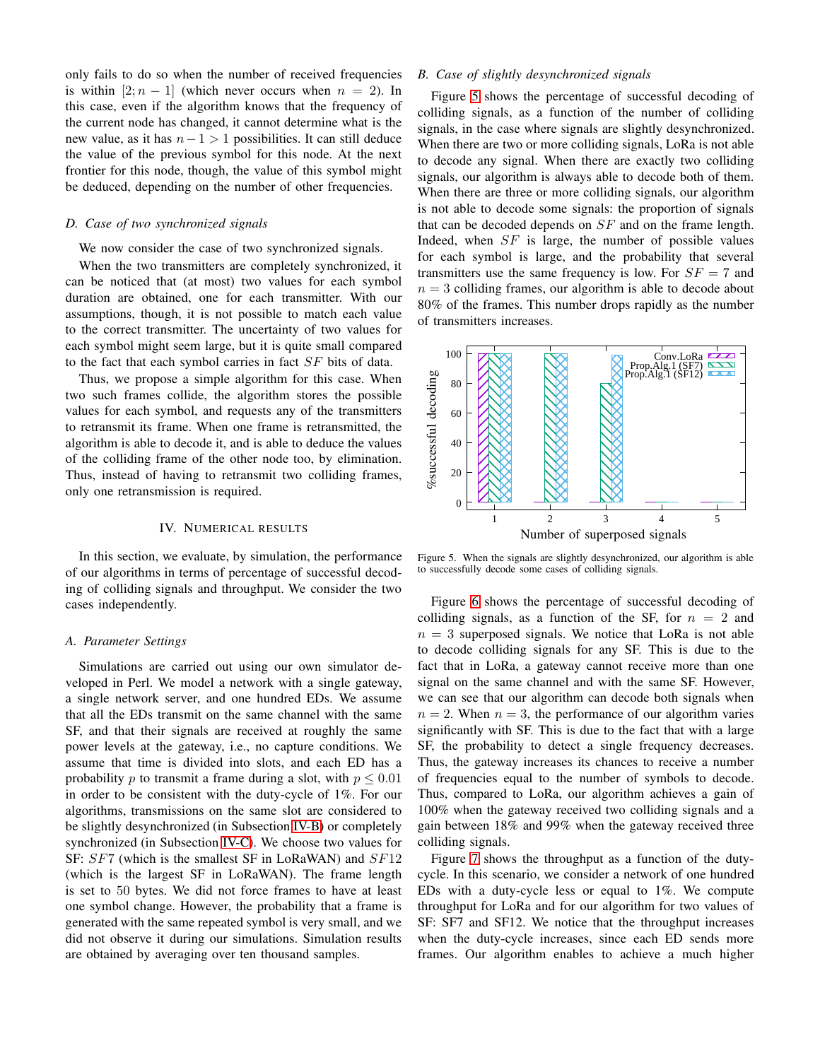only fails to do so when the number of received frequencies is within $[2; n-1]$ (which never occurs when $n = 2$). In this case, even if the algorithm knows that the frequency of the current node has changed, it cannot determine what is the new value, as it has $n-1 > 1$ possibilities. It can still deduce the value of the previous symbol for this node. At the next frontier for this node, though, the value of this symbol might be deduced, depending on the number of other frequencies.

### D. Case of two synchronized signals

We now consider the case of two synchronized signals.

When the two transmitters are completely synchronized, it can be noticed that (at most) two values for each symbol duration are obtained, one for each transmitter. With our assumptions, though, it is not possible to match each value to the correct transmitter. The uncertainty of two values for each symbol might seem large, but it is quite small compared to the fact that each symbol carries in fact $SF$ bits of data.

Thus, we propose a simple algorithm for this case. When two such frames collide, the algorithm stores the possible values for each symbol, and requests any of the transmitters to retransmit its frame. When one frame is retransmitted, the algorithm is able to decode it, and is able to deduce the values of the colliding frame of the other node too, by elimination. Thus, instead of having to retransmit two colliding frames, only one retransmission is required.

## IV. Numerical results

In this section, we evaluate, by simulation, the performance of our algorithms in terms of percentage of successful decoding of colliding signals and throughput. We consider the two cases independently.

### A. Parameter Settings

Simulations are carried out using our own simulator developed in Perl. We model a network with a single gateway, a single network server, and one hundred EDs. We assume that all the EDs transmit on the same channel with the same SF, and that their signals are received at roughly the same power levels at the gateway, i.e., no capture conditions. We assume that time is divided into slots, and each ED has a probability $p$ to transmit a frame during a slot, with $p \leq 0.01$ in order to be consistent with the duty-cycle of 1%. For our algorithms, transmissions on the same slot are considered to be slightly desynchronized (in Subsection IV-B) or completely synchronized (in Subsection IV-C). We choose two values for SF: $SF7$ (which is the smallest SF in LoRaWAN) and $SF12$ (which is the largest SF in LoRaWAN). The frame length is set to 50 bytes. We did not force frames to have at least one symbol change. However, the probability that a frame is generated with the same repeated symbol is very small, and we did not observe it during our simulations. Simulation results are obtained by averaging over ten thousand samples.

### B. Case of slightly desynchronized signals

Figure 5 shows the percentage of successful decoding of colliding signals, as a function of the number of colliding signals, in the case where signals are slightly desynchronized. When there are two or more colliding signals, LoRa is not able to decode any signal. When there are exactly two colliding signals, our algorithm is always able to decode both of them. When there are three or more colliding signals, our algorithm is not able to decode some signals: the proportion of signals that can be decoded depends on $SF$ and on the frame length. Indeed, when $SF$ is large, the number of possible values for each symbol is large, and the probability that several transmitters use the same frequency is low. For $SF = 7$ and $n = 3$ colliding frames, our algorithm is able to decode about 80% of the frames. This number drops rapidly as the number of transmitters increases.

Figure 5. When the signals are slightly desynchronized, our algorithm is able to successfully decode some cases of colliding signals.

Figure 6 shows the percentage of successful decoding of colliding signals, as a function of the SF, for $n = 2$ and $n = 3$ superposed signals. We notice that LoRa is not able to decode colliding signals for any SF. This is due to the fact that in LoRa, a gateway cannot receive more than one signal on the same channel and with the same SF. However, we can see that our algorithm can decode both signals when $n = 2$. When $n = 3$, the performance of our algorithm varies significantly with SF. This is due to the fact that with a large SF, the probability to detect a single frequency decreases. Thus, the gateway increases its chances to receive a number of frequencies equal to the number of symbols to decode. Thus, compared to LoRa, our algorithm achieves a gain of 100% when the gateway received two colliding signals and a gain between 18% and 99% when the gateway received three colliding signals.

Figure 7 shows the throughput as a function of the duty-cycle. In this scenario, we consider a network of one hundred EDs with a duty-cycle less or equal to 1%. We compute throughput for LoRa and for our algorithm for two values of SF: SF7 and SF12. We notice that the throughput increases when the duty-cycle increases, since each ED sends more frames. Our algorithm enables to achieve a much higher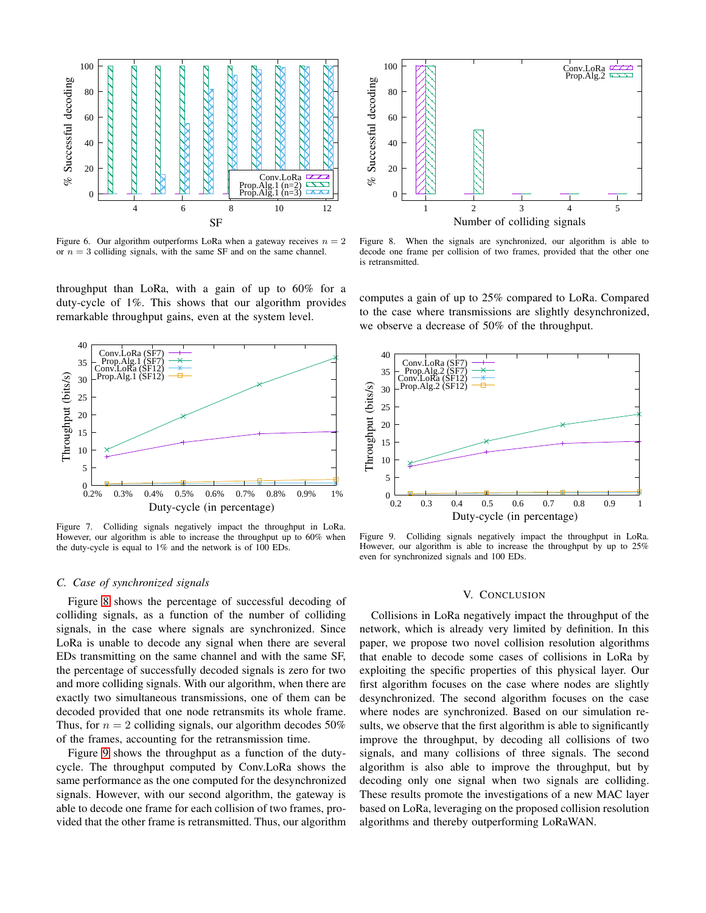Figure 6. Our algorithm outperforms LoRa when a gateway receives $n = 2$ or $n = 3$ colliding signals, with the same SF and on the same channel.

throughput than LoRa, with a gain of up to 60% for a duty-cycle of 1%. This shows that our algorithm provides remarkable throughput gains, even at the system level.

Figure 7. Colliding signals negatively impact the throughput in LoRa. However, our algorithm is able to increase the throughput up to 60% when the duty-cycle is equal to 1% and the network is of 100 EDs.

### C. Case of synchronized signals

Figure 8 shows the percentage of successful decoding of colliding signals, as a function of the number of colliding signals, in the case where signals are synchronized. Since LoRa is unable to decode any signal when there are several EDs transmitting on the same channel and with the same SF, the percentage of successfully decoded signals is zero for two and more colliding signals. With our algorithm, when there are exactly two simultaneous transmissions, one of them can be decoded provided that one node retransmits its whole frame. Thus, for $n = 2$ colliding signals, our algorithm decodes 50% of the frames, accounting for the retransmission time.

Figure 9 shows the throughput as a function of the duty-cycle. The throughput computed by Conv.LoRa shows the same performance as the one computed for the desynchronized signals. However, with our second algorithm, the gateway is able to decode one frame for each collision of two frames, provided that the other frame is retransmitted. Thus, our algorithm computes a gain of up to 25% compared to LoRa. Compared to the case where transmissions are slightly desynchronized, we observe a decrease of 50% of the throughput.

Figure 8. When the signals are synchronized, our algorithm is able to decode one frame per collision of two frames, provided that the other one is retransmitted.

Figure 9. Colliding signals negatively impact the throughput in LoRa. However, our algorithm is able to increase the throughput by up to 25% even for synchronized signals and 100 EDs.

## V. Conclusion

Collisions in LoRa negatively impact the throughput of the network, which is already very limited by definition. In this paper, we propose two novel collision resolution algorithms that enable to decode some cases of collisions in LoRa by exploiting the specific properties of this physical layer. Our first algorithm focuses on the case where nodes are slightly desynchronized. The second algorithm focuses on the case where nodes are synchronized. Based on our simulation results, we observe that the first algorithm is able to significantly improve the throughput, by decoding all collisions of two signals, and many collisions of three signals. The second algorithm is also able to improve the throughput, but by decoding only one signal when two signals are colliding. These results promote the investigations of a new MAC layer based on LoRa, leveraging on the proposed collision resolution algorithms and thereby outperforming LoRaWAN.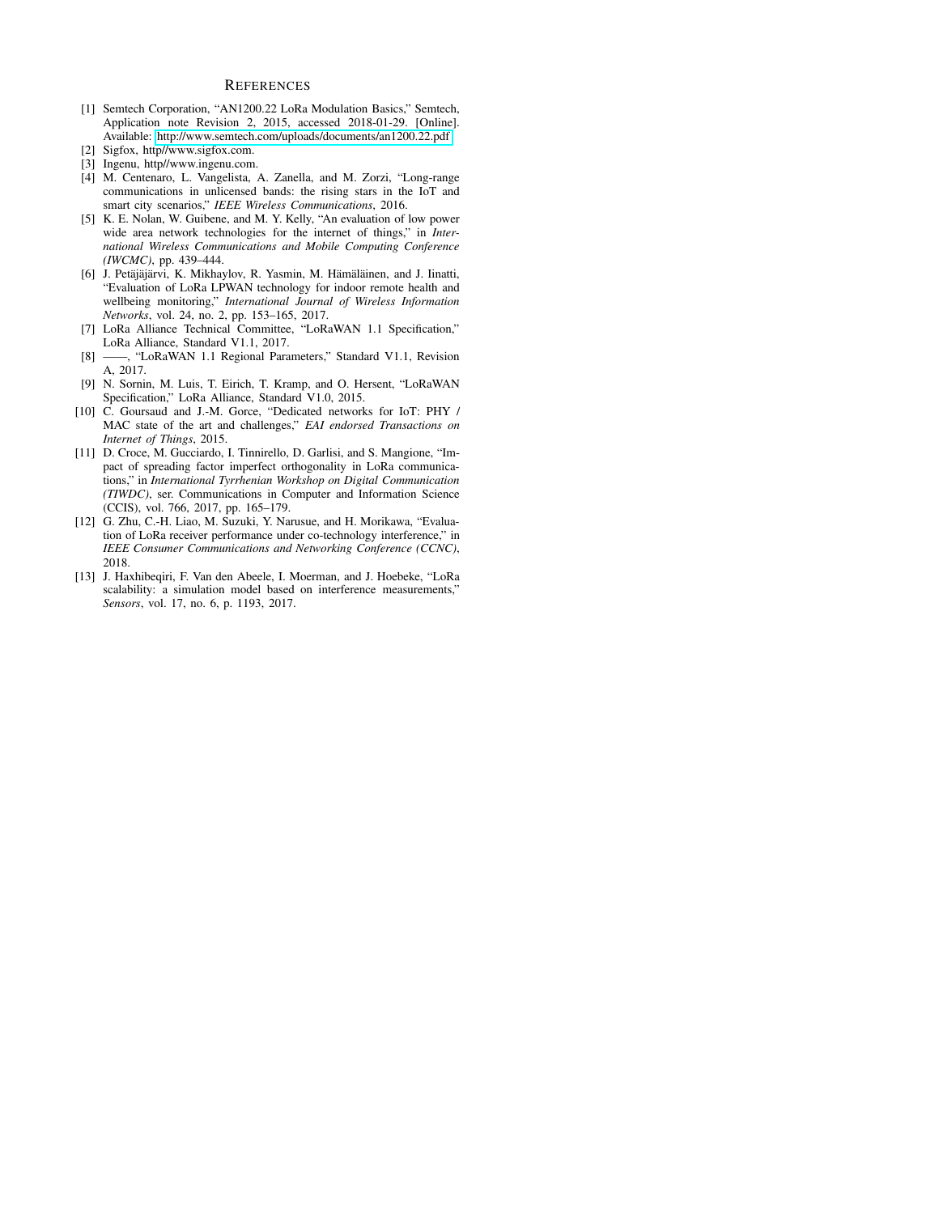# References

[1] Semtech Corporation, "AN1200.22 LoRa Modulation Basics," Semtech, Application note Revision 2, 2015, accessed 2018-01-29. [Online]. Available: http://www.semtech.com/uploads/documents/an1200.22.pdf

[2] Sigfox, http//www.sigfox.com.

[3] Ingenu, http//www.ingenu.com.

[4] M. Centenaro, L. Vangelista, A. Zanella, and M. Zorzi, "Long-range communications in unlicensed bands: the rising stars in the IoT and smart city scenarios," *IEEE Wireless Communications*, 2016.

[5] K. E. Nolan, W. Guibene, and M. Y. Kelly, "An evaluation of low power wide area network technologies for the internet of things," in *International Wireless Communications and Mobile Computing Conference (IWCMC)*, pp. 439–444.

[6] J. Petäjäjärvi, K. Mikhaylov, R. Yasmin, M. Hämäläinen, and J. Iinatti, "Evaluation of LoRa LPWAN technology for indoor remote health and wellbeing monitoring," *International Journal of Wireless Information Networks*, vol. 24, no. 2, pp. 153–165, 2017.

[7] LoRa Alliance Technical Committee, "LoRaWAN 1.1 Specification," LoRa Alliance, Standard V1.1, 2017.

[8] ——, "LoRaWAN 1.1 Regional Parameters," Standard V1.1, Revision A, 2017.

[9] N. Sornin, M. Luis, T. Eirich, T. Kramp, and O. Hersent, "LoRaWAN Specification," LoRa Alliance, Standard V1.0, 2015.

[10] C. Goursaud and J.-M. Gorce, "Dedicated networks for IoT: PHY / MAC state of the art and challenges," *EAI endorsed Transactions on Internet of Things*, 2015.

[11] D. Croce, M. Gucciardo, I. Tinnirello, D. Garlisi, and S. Mangione, "Impact of spreading factor imperfect orthogonality in LoRa communications," in *International Tyrrhenian Workshop on Digital Communication (TIWDC)*, ser. Communications in Computer and Information Science (CCIS), vol. 766, 2017, pp. 165–179.

[12] G. Zhu, C.-H. Liao, M. Suzuki, Y. Narusue, and H. Morikawa, "Evaluation of LoRa receiver performance under co-technology interference," in *IEEE Consumer Communications and Networking Conference (CCNC)*, 2018.

[13] J. Haxhibeqiri, F. Van den Abeele, I. Moerman, and J. Hoebeke, "LoRa scalability: a simulation model based on interference measurements," *Sensors*, vol. 17, no. 6, p. 1193, 2017.